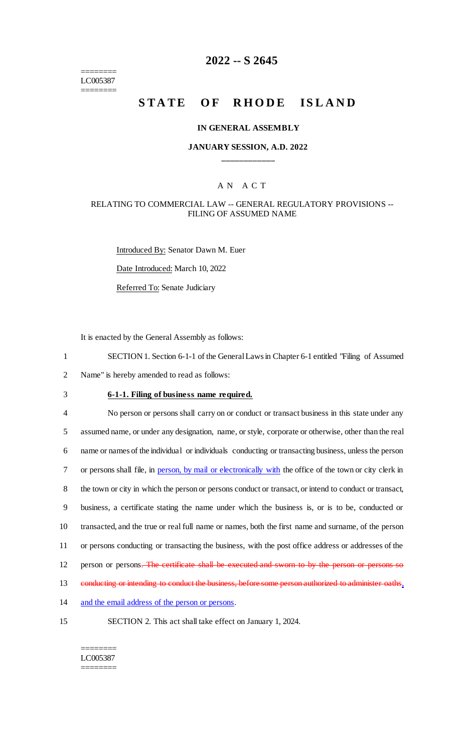========
LC005387
========

# 2022 -- S 2645

# STATE OF RHODE ISLAND

### IN GENERAL ASSEMBLY

### JANUARY SESSION, A.D. 2022

____________

A N A C T

RELATING TO COMMERCIAL LAW -- GENERAL REGULATORY PROVISIONS -- FILING OF ASSUMED NAME

Introduced By: Senator Dawn M. Euer

Date Introduced: March 10, 2022

Referred To: Senate Judiciary

It is enacted by the General Assembly as follows:

1 SECTION 1. Section 6-1-1 of the General Laws in Chapter 6-1 entitled "Filing of Assumed
2 Name" is hereby amended to read as follows:

3 **6-1-1. Filing of business name required.**

4 No person or persons shall carry on or conduct or transact business in this state under any
5 assumed name, or under any designation, name, or style, corporate or otherwise, other than the real
6 name or names of the individual or individuals conducting or transacting business, unless the person
7 or persons shall file, in person, by mail or electronically with the office of the town or city clerk in
8 the town or city in which the person or persons conduct or transact, or intend to conduct or transact,
9 business, a certificate stating the name under which the business is, or is to be, conducted or
10 transacted, and the true or real full name or names, both the first name and surname, of the person
11 or persons conducting or transacting the business, with the post office address or addresses of the
12 person or persons~~. The certificate shall be executed and sworn to by the person or persons so~~
13 ~~conducting or intending to conduct the business, before some person authorized to administer oaths~~,
14 and the email address of the person or persons.

15 SECTION 2. This act shall take effect on January 1, 2024.

========
LC005387
========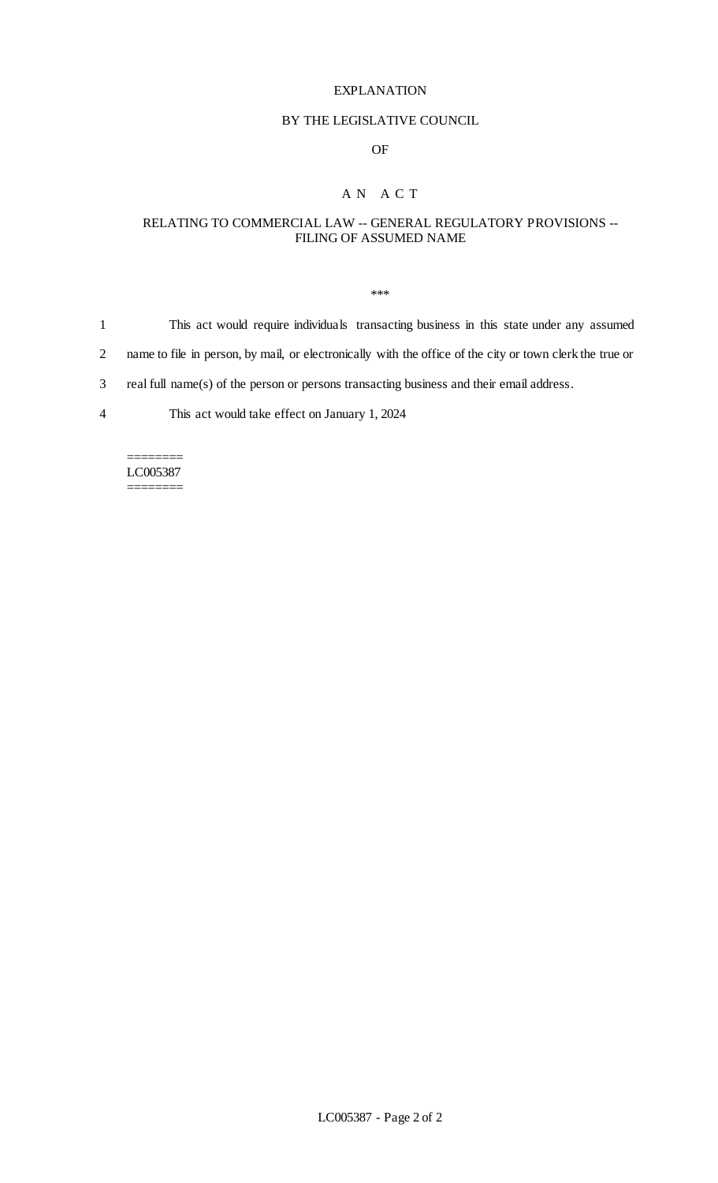EXPLANATION

BY THE LEGISLATIVE COUNCIL

OF

A N A C T

RELATING TO COMMERCIAL LAW -- GENERAL REGULATORY PROVISIONS -- FILING OF ASSUMED NAME

***

1 This act would require individuals transacting business in this state under any assumed
2 name to file in person, by mail, or electronically with the office of the city or town clerk the true or
3 real full name(s) of the person or persons transacting business and their email address.
4 This act would take effect on January 1, 2024

========
LC005387
========